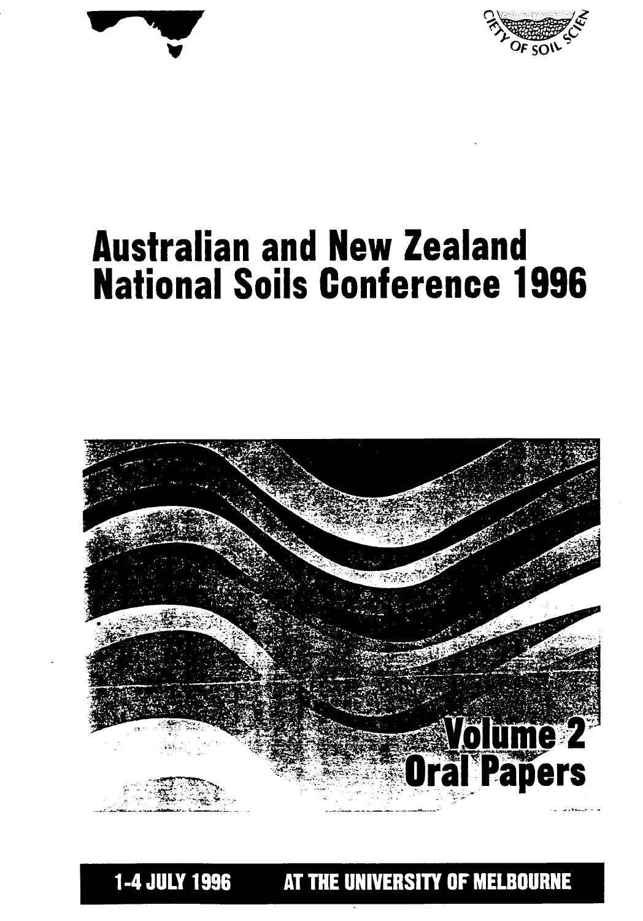# Australian and New Zealand National Soils Conference 1996

## Volume 2 Oral Papers

**1-4 JULY 1996 AT THE UNIVERSITY OF MELBOURNE**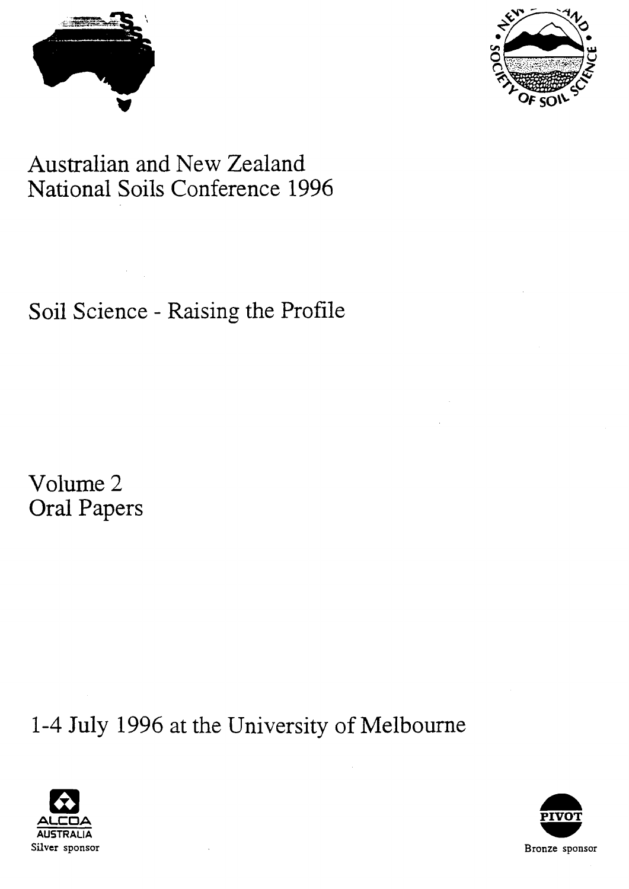Australian and New Zealand National Soils Conference 1996

Soil Science - Raising the Profile

Volume 2

Oral Papers

1-4 July 1996 at the University of Melbourne

ALCOA AUSTRALIA

Silver sponsor

PIVOT

Bronze sponsor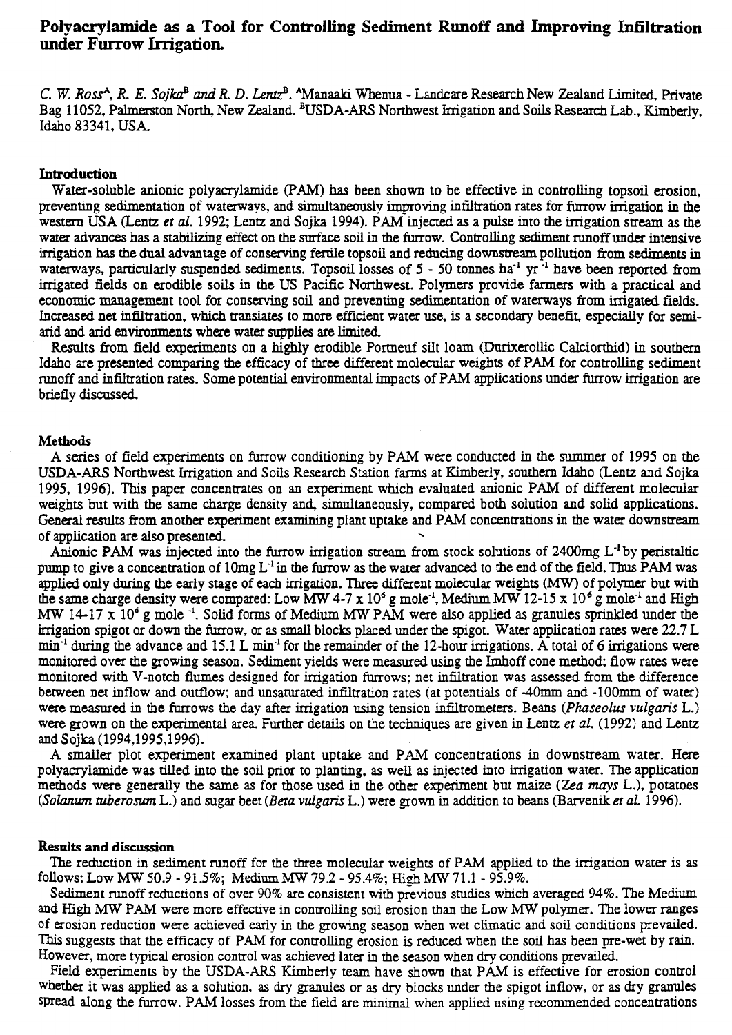# Polyacrylamide as a Tool for Controlling Sediment Runoff and Improving Infiltration under Furrow Irrigation.

*C. W. Ross*[A], *R. E. Sojka*[B] *and R. D. Lentz*[B]. [A]Manaaki Whenua - Landcare Research New Zealand Limited, Private Bag 11052, Palmerston North, New Zealand. [B]USDA-ARS Northwest Irrigation and Soils Research Lab., Kimberly, Idaho 83341, USA.

### Introduction

Water-soluble anionic polyacrylamide (PAM) has been shown to be effective in controlling topsoil erosion, preventing sedimentation of waterways, and simultaneously improving infiltration rates for furrow irrigation in the western USA (Lentz *et al.* 1992; Lentz and Sojka 1994). PAM injected as a pulse into the irrigation stream as the water advances has a stabilizing effect on the surface soil in the furrow. Controlling sediment runoff under intensive irrigation has the dual advantage of conserving fertile topsoil and reducing downstream pollution from sediments in waterways, particularly suspended sediments. Topsoil losses of 5 - 50 tonnes $ha^{-1}$ $yr^{-1}$ have been reported from irrigated fields on erodible soils in the US Pacific Northwest. Polymers provide farmers with a practical and economic management tool for conserving soil and preventing sedimentation of waterways from irrigated fields. Increased net infiltration, which translates to more efficient water use, is a secondary benefit, especially for semi-arid and arid environments where water supplies are limited.

Results from field experiments on a highly erodible Portneuf silt loam (Durixerollic Calciorthid) in southern Idaho are presented comparing the efficacy of three different molecular weights of PAM for controlling sediment runoff and infiltration rates. Some potential environmental impacts of PAM applications under furrow irrigation are briefly discussed.

### Methods

A series of field experiments on furrow conditioning by PAM were conducted in the summer of 1995 on the USDA-ARS Northwest Irrigation and Soils Research Station farms at Kimberly, southern Idaho (Lentz and Sojka 1995, 1996). This paper concentrates on an experiment which evaluated anionic PAM of different molecular weights but with the same charge density and, simultaneously, compared both solution and solid applications. General results from another experiment examining plant uptake and PAM concentrations in the water downstream of application are also presented.

Anionic PAM was injected into the furrow irrigation stream from stock solutions of 2400mg $L^{-1}$ by peristaltic pump to give a concentration of 10mg $L^{-1}$ in the furrow as the water advanced to the end of the field. Thus PAM was applied only during the early stage of each irrigation. Three different molecular weights (MW) of polymer but with the same charge density were compared: Low MW 4-7 x $10^6$ g $mole^{-1}$, Medium MW 12-15 x $10^6$ g $mole^{-1}$ and High MW 14-17 x $10^6$ g $mole^{-1}$. Solid forms of Medium MW PAM were also applied as granules sprinkled under the irrigation spigot or down the furrow, or as small blocks placed under the spigot. Water application rates were 22.7 L $min^{-1}$ during the advance and 15.1 L $min^{-1}$ for the remainder of the 12-hour irrigations. A total of 6 irrigations were monitored over the growing season. Sediment yields were measured using the Imhoff cone method; flow rates were monitored with V-notch flumes designed for irrigation furrows; net infiltration was assessed from the difference between net inflow and outflow; and unsaturated infiltration rates (at potentials of -40mm and -100mm of water) were measured in the furrows the day after irrigation using tension infiltrometers. Beans (*Phaseolus vulgaris* L.) were grown on the experimental area. Further details on the techniques are given in Lentz *et al.* (1992) and Lentz and Sojka (1994,1995,1996).

A smaller plot experiment examined plant uptake and PAM concentrations in downstream water. Here polyacrylamide was tilled into the soil prior to planting, as well as injected into irrigation water. The application methods were generally the same as for those used in the other experiment but maize (*Zea mays* L.), potatoes (*Solanum tuberosum* L.) and sugar beet (*Beta vulgaris* L.) were grown in addition to beans (Barvenik *et al.* 1996).

### Results and discussion

The reduction in sediment runoff for the three molecular weights of PAM applied to the irrigation water is as follows: Low MW 50.9 - 91.5%; Medium MW 79.2 - 95.4%; High MW 71.1 - 95.9%.

Sediment runoff reductions of over 90% are consistent with previous studies which averaged 94%. The Medium and High MW PAM were more effective in controlling soil erosion than the Low MW polymer. The lower ranges of erosion reduction were achieved early in the growing season when wet climatic and soil conditions prevailed. This suggests that the efficacy of PAM for controlling erosion is reduced when the soil has been pre-wet by rain. However, more typical erosion control was achieved later in the season when dry conditions prevailed.

Field experiments by the USDA-ARS Kimberly team have shown that PAM is effective for erosion control whether it was applied as a solution, as dry granules or as dry blocks under the spigot inflow, or as dry granules spread along the furrow. PAM losses from the field are minimal when applied using recommended concentrations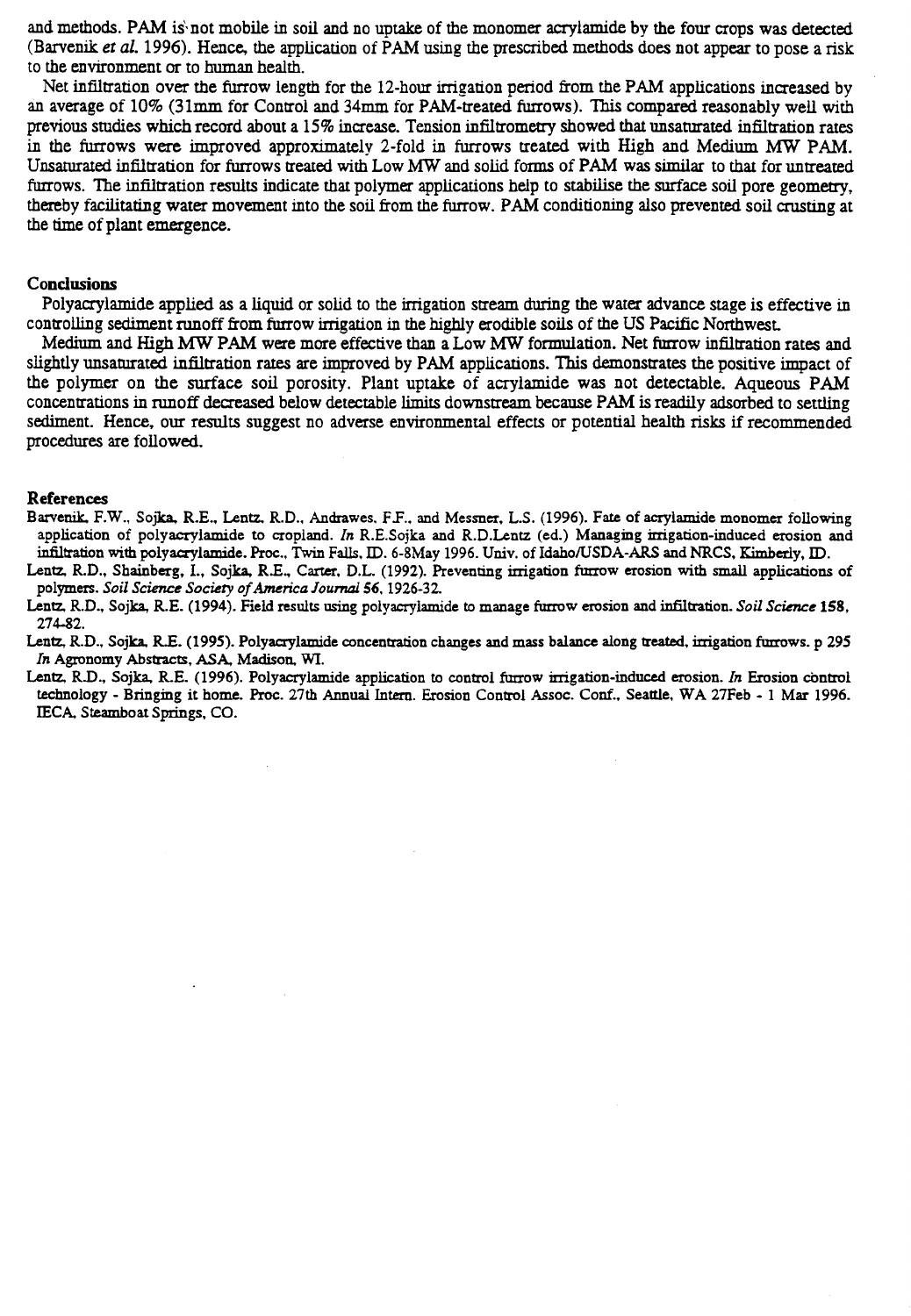and methods. PAM is not mobile in soil and no uptake of the monomer acrylamide by the four crops was detected (Barvenik *et al.* 1996). Hence, the application of PAM using the prescribed methods does not appear to pose a risk to the environment or to human health.

Net infiltration over the furrow length for the 12-hour irrigation period from the PAM applications increased by an average of 10% (31mm for Control and 34mm for PAM-treated furrows). This compared reasonably well with previous studies which record about a 15% increase. Tension infiltrometry showed that unsaturated infiltration rates in the furrows were improved approximately 2-fold in furrows treated with High and Medium MW PAM. Unsaturated infiltration for furrows treated with Low MW and solid forms of PAM was similar to that for untreated furrows. The infiltration results indicate that polymer applications help to stabilise the surface soil pore geometry, thereby facilitating water movement into the soil from the furrow. PAM conditioning also prevented soil crusting at the time of plant emergence.

## Conclusions

Polyacrylamide applied as a liquid or solid to the irrigation stream during the water advance stage is effective in controlling sediment runoff from furrow irrigation in the highly erodible soils of the US Pacific Northwest.

Medium and High MW PAM were more effective than a Low MW formulation. Net furrow infiltration rates and slightly unsaturated infiltration rates are improved by PAM applications. This demonstrates the positive impact of the polymer on the surface soil porosity. Plant uptake of acrylamide was not detectable. Aqueous PAM concentrations in runoff decreased below detectable limits downstream because PAM is readily adsorbed to settling sediment. Hence, our results suggest no adverse environmental effects or potential health risks if recommended procedures are followed.

## References

Barvenik, F.W., Sojka, R.E., Lentz, R.D., Andrawes, F.F., and Messner, L.S. (1996). Fate of acrylamide monomer following application of polyacrylamide to cropland. *In* R.E.Sojka and R.D.Lentz (ed.) Managing irrigation-induced erosion and infiltration with polyacrylamide. Proc., Twin Falls, ID. 6-8May 1996. Univ. of Idaho/USDA-ARS and NRCS, Kimberly, ID.

Lentz, R.D., Shainberg, I., Sojka, R.E., Carter, D.L. (1992). Preventing irrigation furrow erosion with small applications of polymers. *Soil Science Society of America Journal* **56**, 1926-32.

Lentz, R.D., Sojka, R.E. (1994). Field results using polyacrylamide to manage furrow erosion and infiltration. *Soil Science* **158**, 274-82.

Lentz, R.D., Sojka, R.E. (1995). Polyacrylamide concentration changes and mass balance along treated, irrigation furrows. p 295 *In* Agronomy Abstracts, ASA, Madison, WI.

Lentz, R.D., Sojka, R.E. (1996). Polyacrylamide application to control furrow irrigation-induced erosion. *In* Erosion control technology - Bringing it home. Proc. 27th Annual Intern. Erosion Control Assoc. Conf., Seattle, WA 27Feb - 1 Mar 1996. IECA, Steamboat Springs, CO.